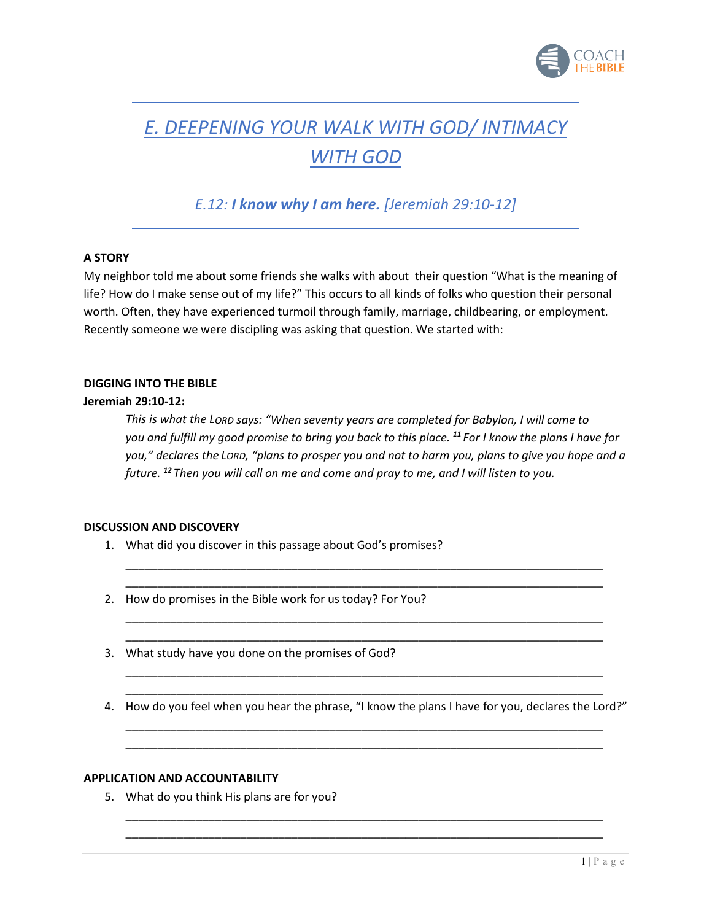# *E. DEEPENING YOUR WALK WITH GOD/ INTIMACY WITH GOD*

## *E.12: **I know why I am here.** [Jeremiah 29:10-12]*

**A STORY**

My neighbor told me about some friends she walks with about their question "What is the meaning of life? How do I make sense out of my life?" This occurs to all kinds of folks who question their personal worth. Often, they have experienced turmoil through family, marriage, childbearing, or employment. Recently someone we were discipling was asking that question. We started with:

**DIGGING INTO THE BIBLE**

**Jeremiah 29:10-12:**

> *This is what the LORD says: "When seventy years are completed for Babylon, I will come to you and fulfill my good promise to bring you back to this place. **11** For I know the plans I have for you," declares the LORD, "plans to prosper you and not to harm you, plans to give you hope and a future. **12** Then you will call on me and come and pray to me, and I will listen to you.*

**DISCUSSION AND DISCOVERY**

1. What did you discover in this passage about God's promises?

   ______________________________________________________________________________
   ______________________________________________________________________________

2. How do promises in the Bible work for us today? For You?

   ______________________________________________________________________________
   ______________________________________________________________________________

3. What study have you done on the promises of God?

   ______________________________________________________________________________
   ______________________________________________________________________________

4. How do you feel when you hear the phrase, "I know the plans I have for you, declares the Lord?"

   ______________________________________________________________________________
   ______________________________________________________________________________

**APPLICATION AND ACCOUNTABILITY**

5. What do you think His plans are for you?

   ______________________________________________________________________________
   ______________________________________________________________________________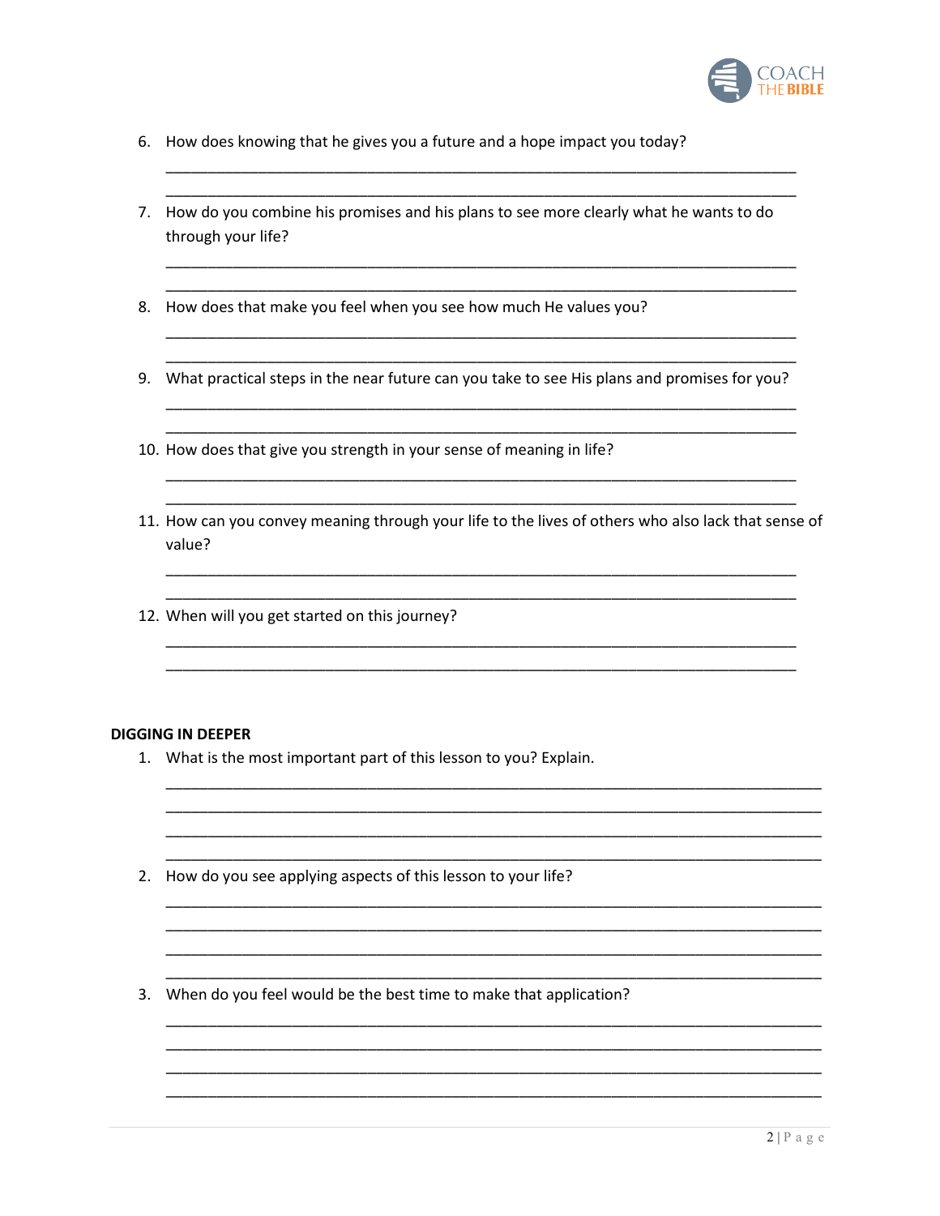6. How does knowing that he gives you a future and a hope impact you today?

   ___________________________________________________________________________
   ___________________________________________________________________________

7. How do you combine his promises and his plans to see more clearly what he wants to do through your life?

   ___________________________________________________________________________
   ___________________________________________________________________________

8. How does that make you feel when you see how much He values you?

   ___________________________________________________________________________
   ___________________________________________________________________________

9. What practical steps in the near future can you take to see His plans and promises for you?

   ___________________________________________________________________________
   ___________________________________________________________________________

10. How does that give you strength in your sense of meaning in life?

    ___________________________________________________________________________
    ___________________________________________________________________________

11. How can you convey meaning through your life to the lives of others who also lack that sense of value?

    ___________________________________________________________________________
    ___________________________________________________________________________

12. When will you get started on this journey?

    ___________________________________________________________________________
    ___________________________________________________________________________

**DIGGING IN DEEPER**

1. What is the most important part of this lesson to you? Explain.

   ___________________________________________________________________________
   ___________________________________________________________________________
   ___________________________________________________________________________
   ___________________________________________________________________________

2. How do you see applying aspects of this lesson to your life?

   ___________________________________________________________________________
   ___________________________________________________________________________
   ___________________________________________________________________________
   ___________________________________________________________________________

3. When do you feel would be the best time to make that application?

   ___________________________________________________________________________
   ___________________________________________________________________________
   ___________________________________________________________________________
   ___________________________________________________________________________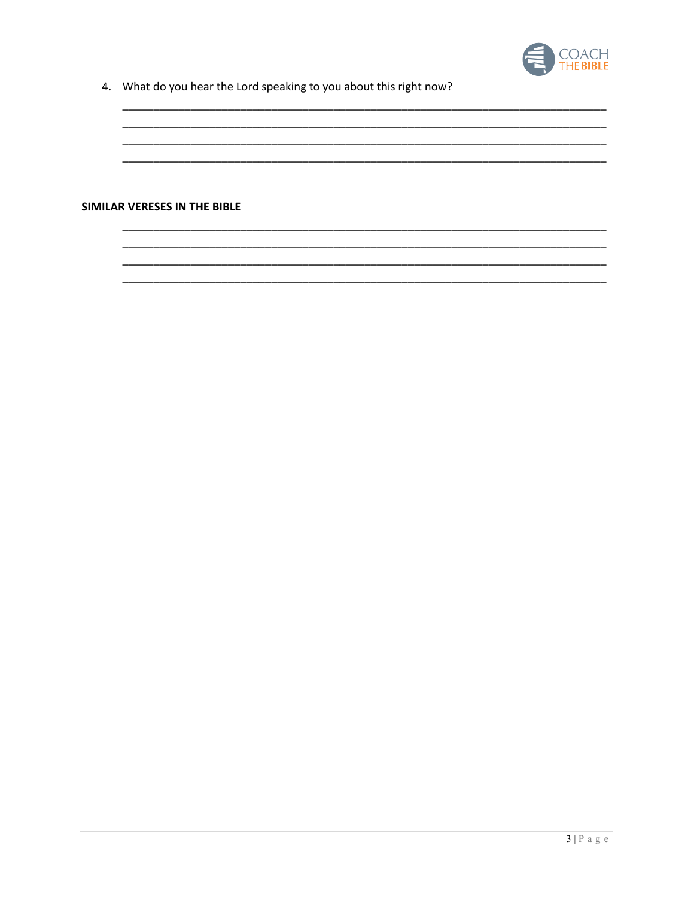4. What do you hear the Lord speaking to you about this right now?

________________________________________________________________________________
________________________________________________________________________________
________________________________________________________________________________
________________________________________________________________________________

**SIMILAR VERESES IN THE BIBLE**

________________________________________________________________________________
________________________________________________________________________________
________________________________________________________________________________
________________________________________________________________________________